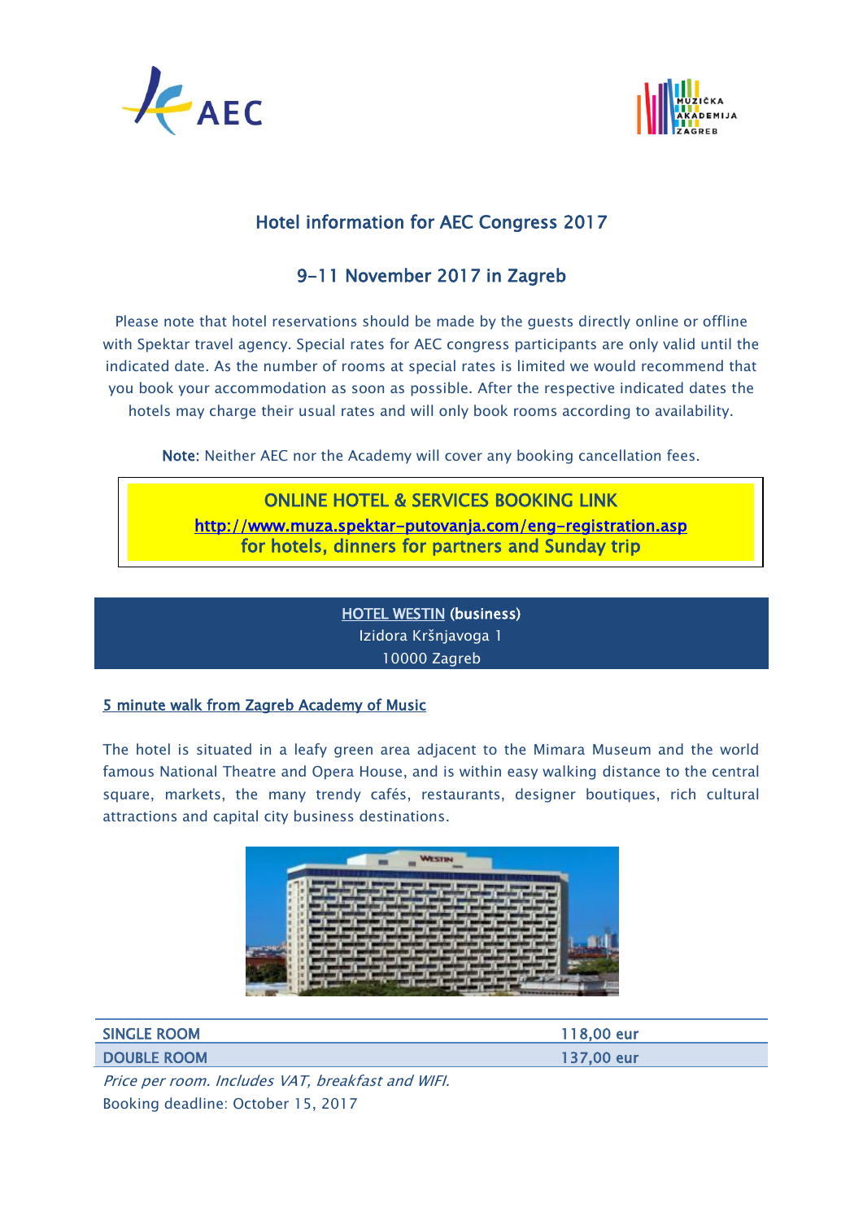## Hotel information for AEC Congress 2017

## 9-11 November 2017 in Zagreb

Please note that hotel reservations should be made by the guests directly online or offline with Spektar travel agency. Special rates for AEC congress participants are only valid until the indicated date. As the number of rooms at special rates is limited we would recommend that you book your accommodation as soon as possible. After the respective indicated dates the hotels may charge their usual rates and will only book rooms according to availability.

**Note:** Neither AEC nor the Academy will cover any booking cancellation fees.

**ONLINE HOTEL & SERVICES BOOKING LINK**
http://www.muza.spektar-putovanja.com/eng-registration.asp
**for hotels, dinners for partners and Sunday trip**

### HOTEL WESTIN (business)

Izidora Kršnjavoga 1
10000 Zagreb

5 minute walk from Zagreb Academy of Music

The hotel is situated in a leafy green area adjacent to the Mimara Museum and the world famous National Theatre and Opera House, and is within easy walking distance to the central square, markets, the many trendy cafés, restaurants, designer boutiques, rich cultural attractions and capital city business destinations.

| | |
|---|---|
| SINGLE ROOM | 118,00 eur |
| DOUBLE ROOM | 137,00 eur |

*Price per room. Includes VAT, breakfast and WIFI.*
Booking deadline: October 15, 2017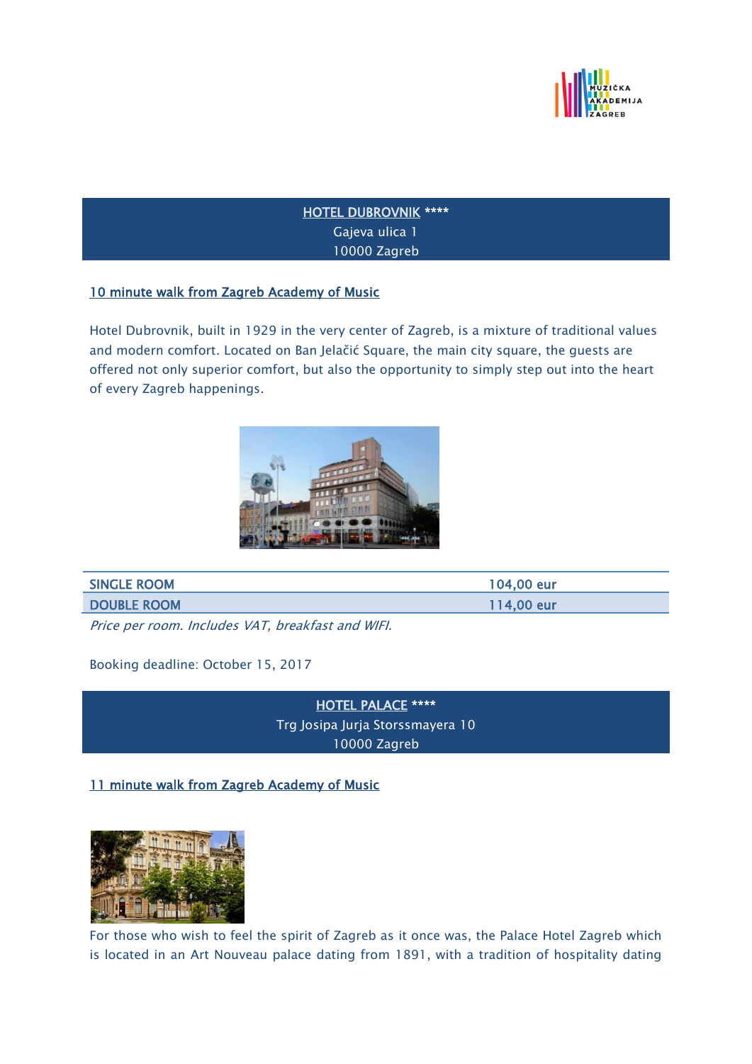**HOTEL DUBROVNIK ******
Gajeva ulica 1
10000 Zagreb

10 minute walk from Zagreb Academy of Music

Hotel Dubrovnik, built in 1929 in the very center of Zagreb, is a mixture of traditional values and modern comfort. Located on Ban Jelačić Square, the main city square, the guests are offered not only superior comfort, but also the opportunity to simply step out into the heart of every Zagreb happenings.

| SINGLE ROOM | 104,00 eur |
|---|---|
| DOUBLE ROOM | 114,00 eur |

*Price per room. Includes VAT, breakfast and WIFI.*

Booking deadline: October 15, 2017

**HOTEL PALACE ******
Trg Josipa Jurja Storssmayera 10
10000 Zagreb

11 minute walk from Zagreb Academy of Music

For those who wish to feel the spirit of Zagreb as it once was, the Palace Hotel Zagreb which is located in an Art Nouveau palace dating from 1891, with a tradition of hospitality dating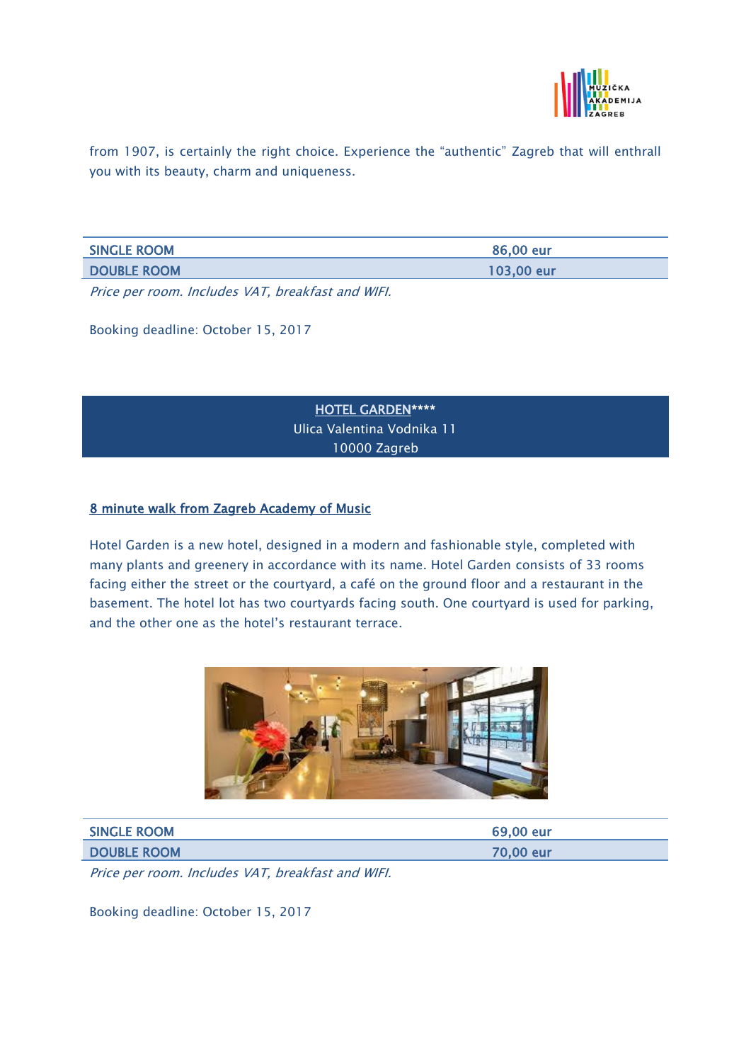from 1907, is certainly the right choice. Experience the “authentic” Zagreb that will enthrall you with its beauty, charm and uniqueness.

| SINGLE ROOM | 86,00 eur |
|---|---|
| DOUBLE ROOM | 103,00 eur |

*Price per room. Includes VAT, breakfast and WIFI.*

Booking deadline: October 15, 2017

## HOTEL GARDEN****
Ulica Valentina Vodnika 11
10000 Zagreb

8 minute walk from Zagreb Academy of Music

Hotel Garden is a new hotel, designed in a modern and fashionable style, completed with many plants and greenery in accordance with its name. Hotel Garden consists of 33 rooms facing either the street or the courtyard, a café on the ground floor and a restaurant in the basement. The hotel lot has two courtyards facing south. One courtyard is used for parking, and the other one as the hotel’s restaurant terrace.

| SINGLE ROOM | 69,00 eur |
|---|---|
| DOUBLE ROOM | 70,00 eur |

*Price per room. Includes VAT, breakfast and WIFI.*

Booking deadline: October 15, 2017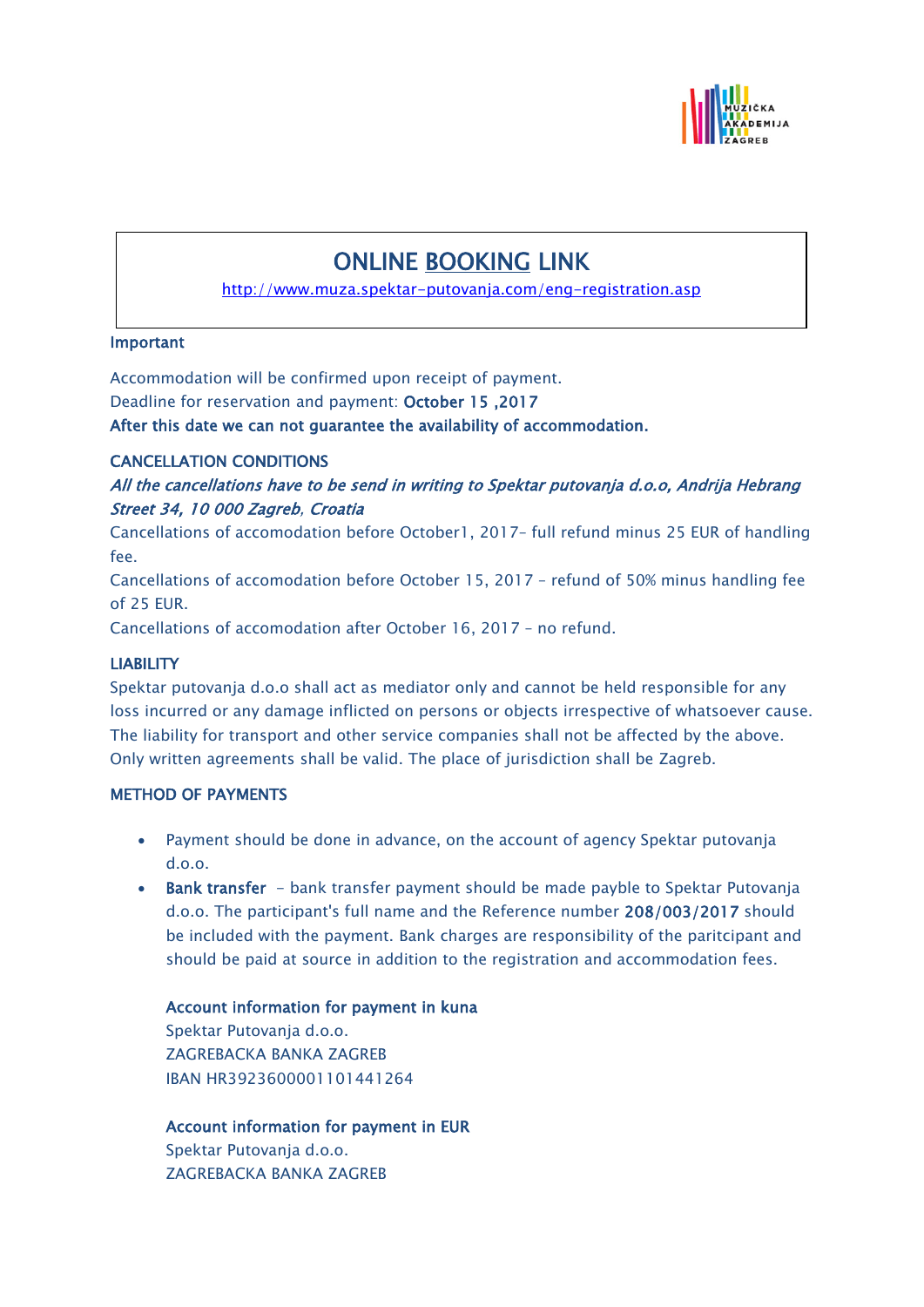# ONLINE BOOKING LINK

http://www.muza.spektar-putovanja.com/eng-registration.asp

**Important**

Accommodation will be confirmed upon receipt of payment.
Deadline for reservation and payment: **October 15 ,2017**
**After this date we can not guarantee the availability of accommodation.**

**CANCELLATION CONDITIONS**

***All the cancellations have to be send in writing to Spektar putovanja d.o.o, Andrija Hebrang Street 34, 10 000 Zagreb, Croatia***

Cancellations of accomodation before October1, 2017– full refund minus 25 EUR of handling fee.

Cancellations of accomodation before October 15, 2017 – refund of 50% minus handling fee of 25 EUR.

Cancellations of accomodation after October 16, 2017 – no refund.

**LIABILITY**

Spektar putovanja d.o.o shall act as mediator only and cannot be held responsible for any loss incurred or any damage inflicted on persons or objects irrespective of whatsoever cause. The liability for transport and other service companies shall not be affected by the above. Only written agreements shall be valid. The place of jurisdiction shall be Zagreb.

**METHOD OF PAYMENTS**

- Payment should be done in advance, on the account of agency Spektar putovanja d.o.o.
- **Bank transfer** – bank transfer payment should be made payble to Spektar Putovanja d.o.o. The participant's full name and the Reference number **208/003/2017** should be included with the payment. Bank charges are responsibility of the paritcipant and should be paid at source in addition to the registration and accommodation fees.

  **Account information for payment in kuna**
  Spektar Putovanja d.o.o.
  ZAGREBACKA BANKA ZAGREB
  IBAN HR3923600001101441264

  **Account information for payment in EUR**
  Spektar Putovanja d.o.o.
  ZAGREBACKA BANKA ZAGREB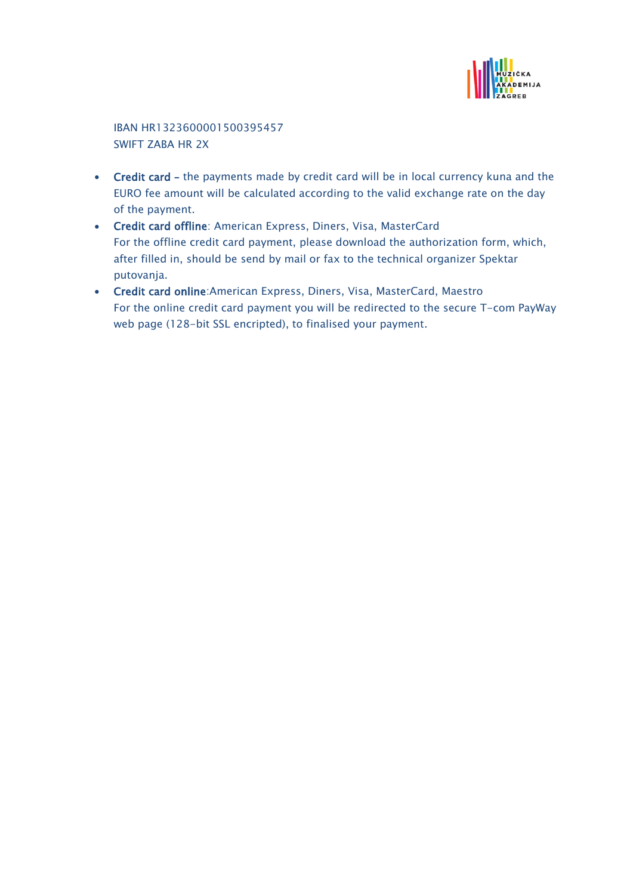IBAN HR1323600001500395457
SWIFT ZABA HR 2X

- **Credit card –** the payments made by credit card will be in local currency kuna and the EURO fee amount will be calculated according to the valid exchange rate on the day of the payment.
- **Credit card offline**: American Express, Diners, Visa, MasterCard
  For the offline credit card payment, please download the authorization form, which, after filled in, should be send by mail or fax to the technical organizer Spektar putovanja.
- **Credit card online**:American Express, Diners, Visa, MasterCard, Maestro
  For the online credit card payment you will be redirected to the secure T-com PayWay web page (128-bit SSL encripted), to finalised your payment.